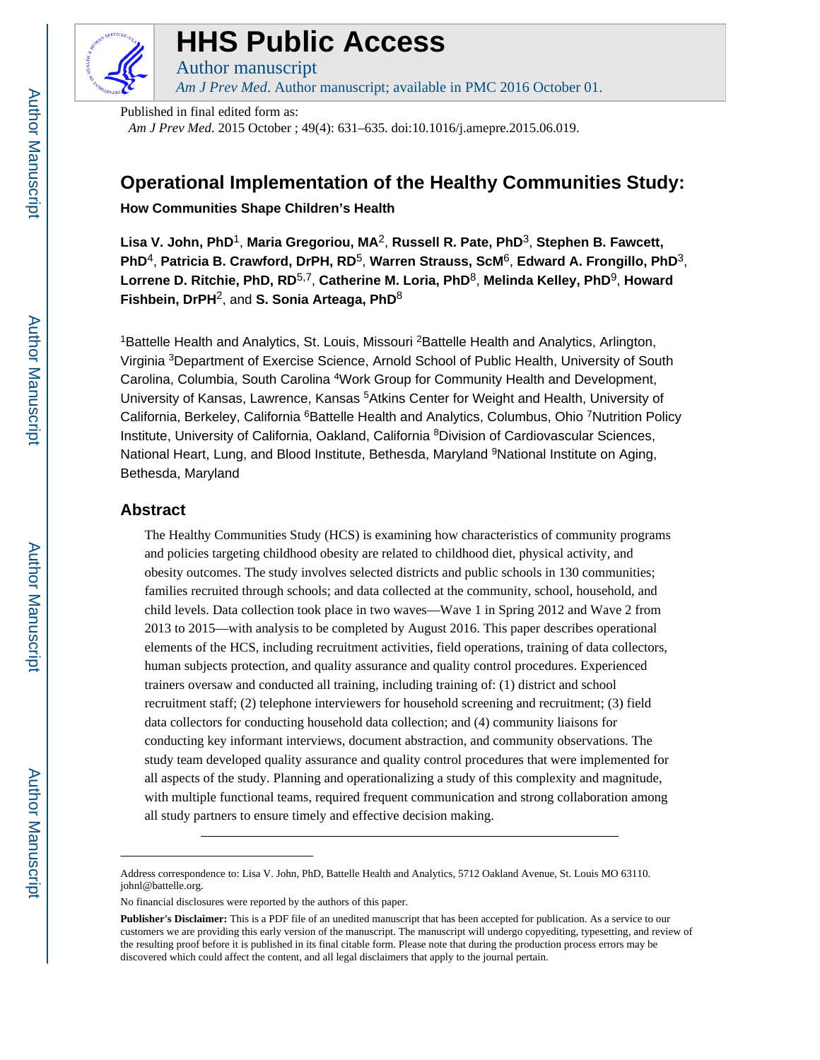# HHS Public Access

Author manuscript

*Am J Prev Med*. Author manuscript; available in PMC 2016 October 01.

Published in final edited form as:

*Am J Prev Med*. 2015 October ; 49(4): 631–635. doi:10.1016/j.amepre.2015.06.019.

# Operational Implementation of the Healthy Communities Study:

## How Communities Shape Children's Health

**Lisa V. John, PhD**[1], **Maria Gregoriou, MA**[2], **Russell R. Pate, PhD**[3], **Stephen B. Fawcett, PhD**[4], **Patricia B. Crawford, DrPH, RD**[5], **Warren Strauss, ScM**[6], **Edward A. Frongillo, PhD**[3], **Lorrene D. Ritchie, PhD, RD**[5,7], **Catherine M. Loria, PhD**[8], **Melinda Kelley, PhD**[9], **Howard Fishbein, DrPH**[2], and **S. Sonia Arteaga, PhD**[8]

[1]Battelle Health and Analytics, St. Louis, Missouri [2]Battelle Health and Analytics, Arlington, Virginia [3]Department of Exercise Science, Arnold School of Public Health, University of South Carolina, Columbia, South Carolina [4]Work Group for Community Health and Development, University of Kansas, Lawrence, Kansas [5]Atkins Center for Weight and Health, University of California, Berkeley, California [6]Battelle Health and Analytics, Columbus, Ohio [7]Nutrition Policy Institute, University of California, Oakland, California [8]Division of Cardiovascular Sciences, National Heart, Lung, and Blood Institute, Bethesda, Maryland [9]National Institute on Aging, Bethesda, Maryland

## Abstract

The Healthy Communities Study (HCS) is examining how characteristics of community programs and policies targeting childhood obesity are related to childhood diet, physical activity, and obesity outcomes. The study involves selected districts and public schools in 130 communities; families recruited through schools; and data collected at the community, school, household, and child levels. Data collection took place in two waves—Wave 1 in Spring 2012 and Wave 2 from 2013 to 2015—with analysis to be completed by August 2016. This paper describes operational elements of the HCS, including recruitment activities, field operations, training of data collectors, human subjects protection, and quality assurance and quality control procedures. Experienced trainers oversaw and conducted all training, including training of: (1) district and school recruitment staff; (2) telephone interviewers for household screening and recruitment; (3) field data collectors for conducting household data collection; and (4) community liaisons for conducting key informant interviews, document abstraction, and community observations. The study team developed quality assurance and quality control procedures that were implemented for all aspects of the study. Planning and operationalizing a study of this complexity and magnitude, with multiple functional teams, required frequent communication and strong collaboration among all study partners to ensure timely and effective decision making.

---

Address correspondence to: Lisa V. John, PhD, Battelle Health and Analytics, 5712 Oakland Avenue, St. Louis MO 63110. johnl@battelle.org.

No financial disclosures were reported by the authors of this paper.

**Publisher's Disclaimer:** This is a PDF file of an unedited manuscript that has been accepted for publication. As a service to our customers we are providing this early version of the manuscript. The manuscript will undergo copyediting, typesetting, and review of the resulting proof before it is published in its final citable form. Please note that during the production process errors may be discovered which could affect the content, and all legal disclaimers that apply to the journal pertain.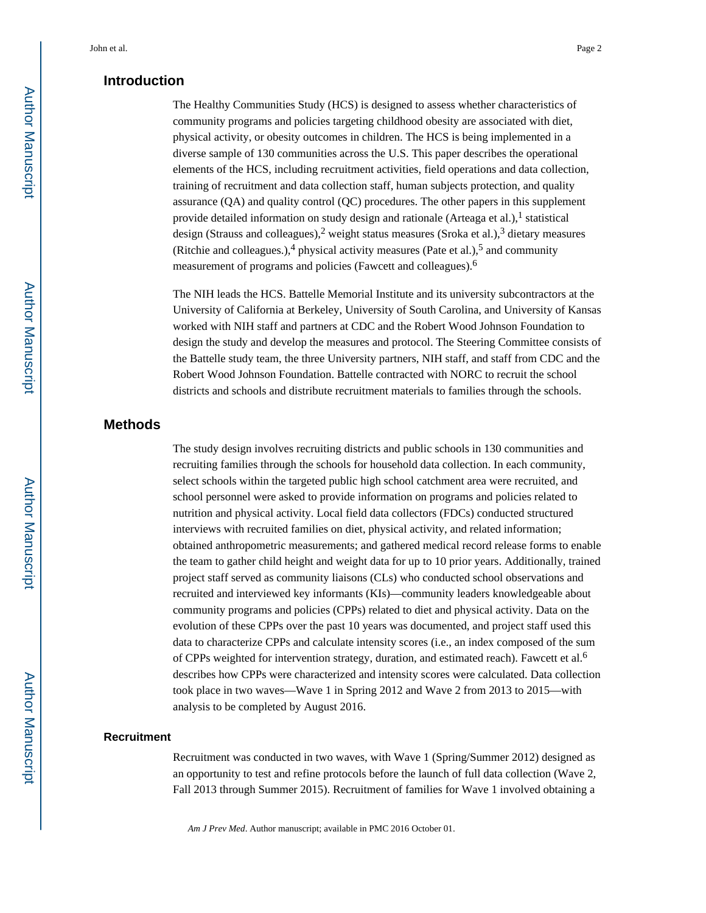## Introduction

The Healthy Communities Study (HCS) is designed to assess whether characteristics of community programs and policies targeting childhood obesity are associated with diet, physical activity, or obesity outcomes in children. The HCS is being implemented in a diverse sample of 130 communities across the U.S. This paper describes the operational elements of the HCS, including recruitment activities, field operations and data collection, training of recruitment and data collection staff, human subjects protection, and quality assurance (QA) and quality control (QC) procedures. The other papers in this supplement provide detailed information on study design and rationale (Arteaga et al.),[1] statistical design (Strauss and colleagues),[2] weight status measures (Sroka et al.),[3] dietary measures (Ritchie and colleagues.),[4] physical activity measures (Pate et al.),[5] and community measurement of programs and policies (Fawcett and colleagues).[6]

The NIH leads the HCS. Battelle Memorial Institute and its university subcontractors at the University of California at Berkeley, University of South Carolina, and University of Kansas worked with NIH staff and partners at CDC and the Robert Wood Johnson Foundation to design the study and develop the measures and protocol. The Steering Committee consists of the Battelle study team, the three University partners, NIH staff, and staff from CDC and the Robert Wood Johnson Foundation. Battelle contracted with NORC to recruit the school districts and schools and distribute recruitment materials to families through the schools.

## Methods

The study design involves recruiting districts and public schools in 130 communities and recruiting families through the schools for household data collection. In each community, select schools within the targeted public high school catchment area were recruited, and school personnel were asked to provide information on programs and policies related to nutrition and physical activity. Local field data collectors (FDCs) conducted structured interviews with recruited families on diet, physical activity, and related information; obtained anthropometric measurements; and gathered medical record release forms to enable the team to gather child height and weight data for up to 10 prior years. Additionally, trained project staff served as community liaisons (CLs) who conducted school observations and recruited and interviewed key informants (KIs)—community leaders knowledgeable about community programs and policies (CPPs) related to diet and physical activity. Data on the evolution of these CPPs over the past 10 years was documented, and project staff used this data to characterize CPPs and calculate intensity scores (i.e., an index composed of the sum of CPPs weighted for intervention strategy, duration, and estimated reach). Fawcett et al.[6] describes how CPPs were characterized and intensity scores were calculated. Data collection took place in two waves—Wave 1 in Spring 2012 and Wave 2 from 2013 to 2015—with analysis to be completed by August 2016.

### Recruitment

Recruitment was conducted in two waves, with Wave 1 (Spring/Summer 2012) designed as an opportunity to test and refine protocols before the launch of full data collection (Wave 2, Fall 2013 through Summer 2015). Recruitment of families for Wave 1 involved obtaining a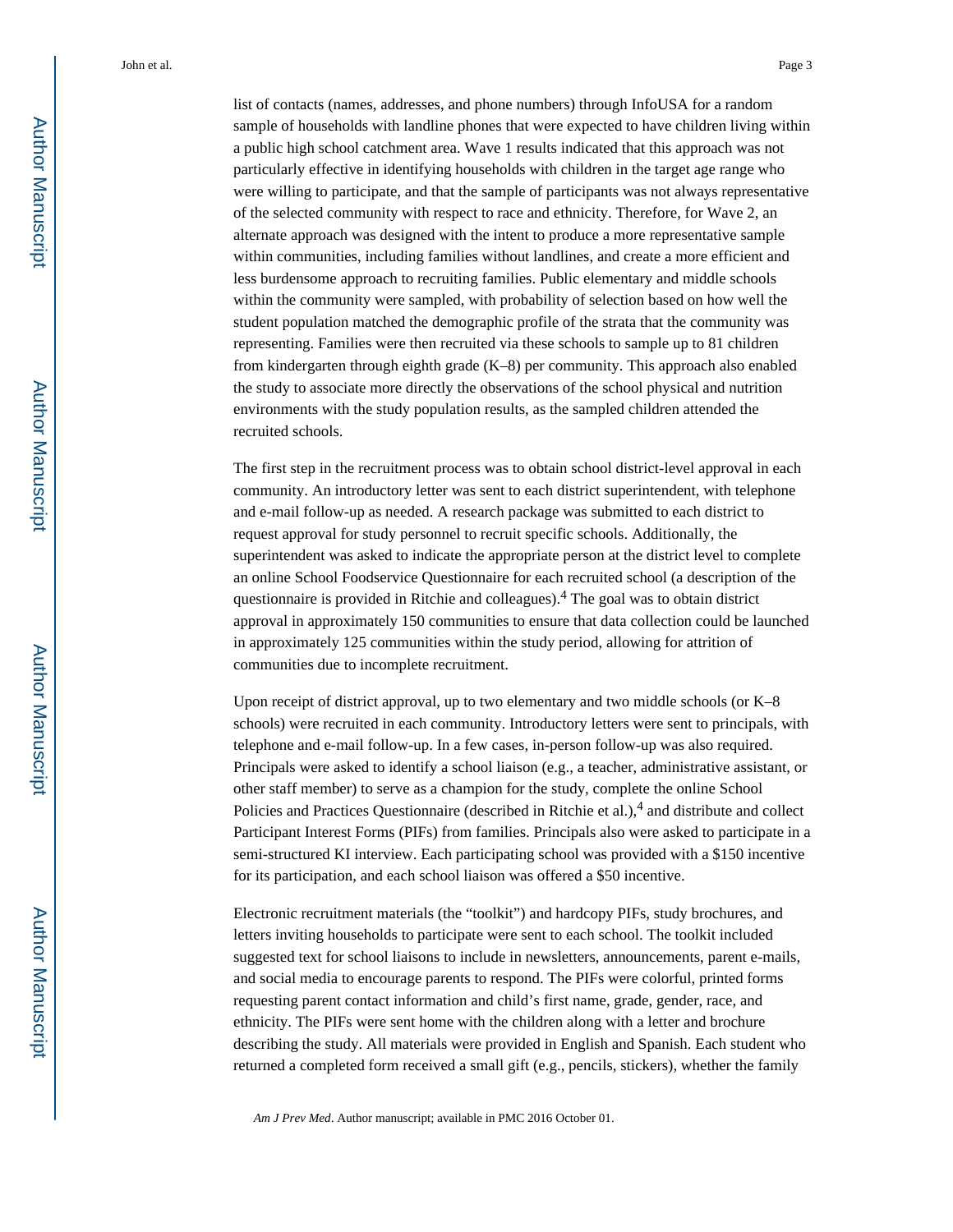list of contacts (names, addresses, and phone numbers) through InfoUSA for a random sample of households with landline phones that were expected to have children living within a public high school catchment area. Wave 1 results indicated that this approach was not particularly effective in identifying households with children in the target age range who were willing to participate, and that the sample of participants was not always representative of the selected community with respect to race and ethnicity. Therefore, for Wave 2, an alternate approach was designed with the intent to produce a more representative sample within communities, including families without landlines, and create a more efficient and less burdensome approach to recruiting families. Public elementary and middle schools within the community were sampled, with probability of selection based on how well the student population matched the demographic profile of the strata that the community was representing. Families were then recruited via these schools to sample up to 81 children from kindergarten through eighth grade (K–8) per community. This approach also enabled the study to associate more directly the observations of the school physical and nutrition environments with the study population results, as the sampled children attended the recruited schools.

The first step in the recruitment process was to obtain school district-level approval in each community. An introductory letter was sent to each district superintendent, with telephone and e-mail follow-up as needed. A research package was submitted to each district to request approval for study personnel to recruit specific schools. Additionally, the superintendent was asked to indicate the appropriate person at the district level to complete an online School Foodservice Questionnaire for each recruited school (a description of the questionnaire is provided in Ritchie and colleagues).[4] The goal was to obtain district approval in approximately 150 communities to ensure that data collection could be launched in approximately 125 communities within the study period, allowing for attrition of communities due to incomplete recruitment.

Upon receipt of district approval, up to two elementary and two middle schools (or K–8 schools) were recruited in each community. Introductory letters were sent to principals, with telephone and e-mail follow-up. In a few cases, in-person follow-up was also required. Principals were asked to identify a school liaison (e.g., a teacher, administrative assistant, or other staff member) to serve as a champion for the study, complete the online School Policies and Practices Questionnaire (described in Ritchie et al.),[4] and distribute and collect Participant Interest Forms (PIFs) from families. Principals also were asked to participate in a semi-structured KI interview. Each participating school was provided with a $150 incentive for its participation, and each school liaison was offered a $50 incentive.

Electronic recruitment materials (the "toolkit") and hardcopy PIFs, study brochures, and letters inviting households to participate were sent to each school. The toolkit included suggested text for school liaisons to include in newsletters, announcements, parent e-mails, and social media to encourage parents to respond. The PIFs were colorful, printed forms requesting parent contact information and child's first name, grade, gender, race, and ethnicity. The PIFs were sent home with the children along with a letter and brochure describing the study. All materials were provided in English and Spanish. Each student who returned a completed form received a small gift (e.g., pencils, stickers), whether the family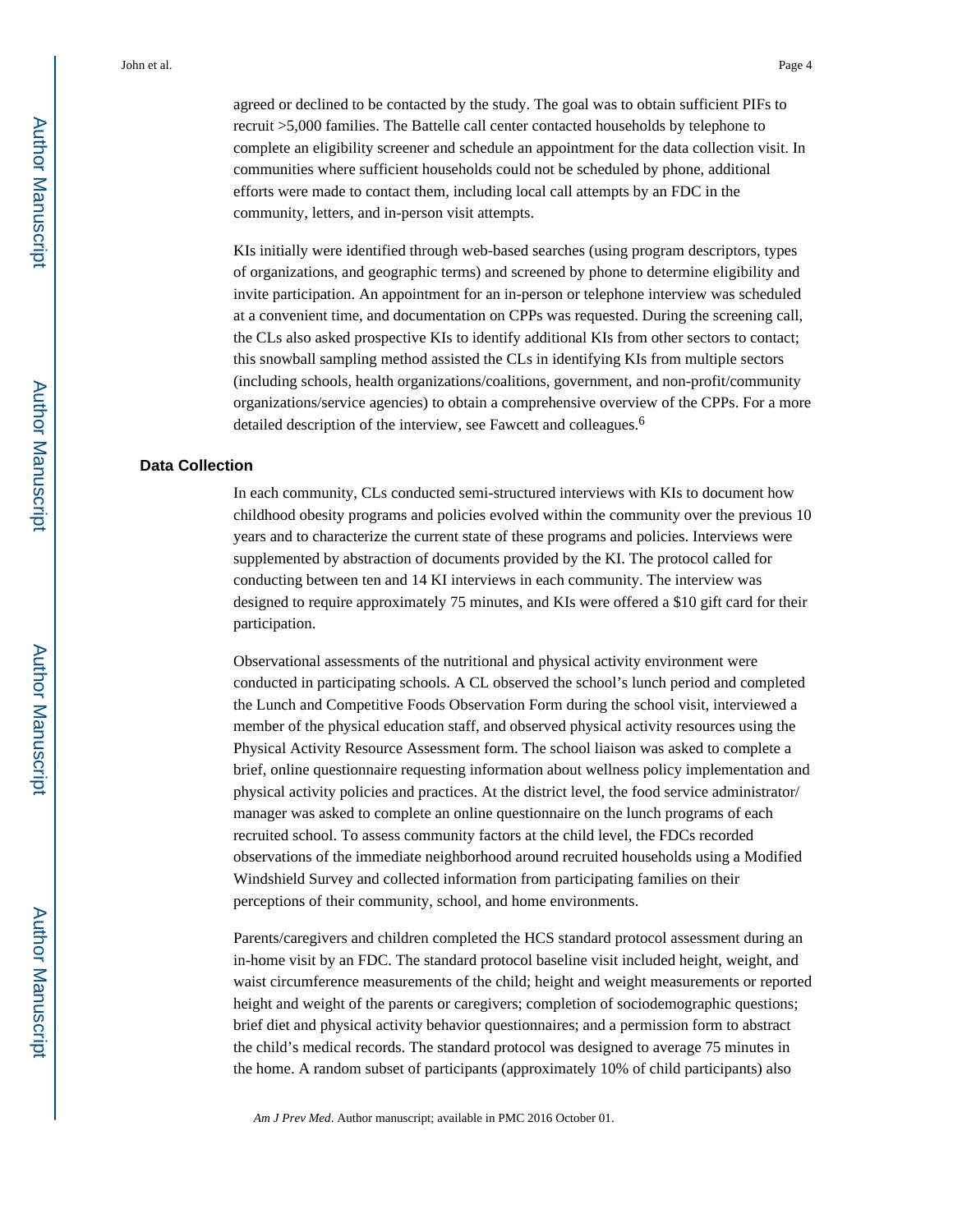agreed or declined to be contacted by the study. The goal was to obtain sufficient PIFs to recruit >5,000 families. The Battelle call center contacted households by telephone to complete an eligibility screener and schedule an appointment for the data collection visit. In communities where sufficient households could not be scheduled by phone, additional efforts were made to contact them, including local call attempts by an FDC in the community, letters, and in-person visit attempts.

KIs initially were identified through web-based searches (using program descriptors, types of organizations, and geographic terms) and screened by phone to determine eligibility and invite participation. An appointment for an in-person or telephone interview was scheduled at a convenient time, and documentation on CPPs was requested. During the screening call, the CLs also asked prospective KIs to identify additional KIs from other sectors to contact; this snowball sampling method assisted the CLs in identifying KIs from multiple sectors (including schools, health organizations/coalitions, government, and non-profit/community organizations/service agencies) to obtain a comprehensive overview of the CPPs. For a more detailed description of the interview, see Fawcett and colleagues.[6]

### Data Collection

In each community, CLs conducted semi-structured interviews with KIs to document how childhood obesity programs and policies evolved within the community over the previous 10 years and to characterize the current state of these programs and policies. Interviews were supplemented by abstraction of documents provided by the KI. The protocol called for conducting between ten and 14 KI interviews in each community. The interview was designed to require approximately 75 minutes, and KIs were offered a $10 gift card for their participation.

Observational assessments of the nutritional and physical activity environment were conducted in participating schools. A CL observed the school's lunch period and completed the Lunch and Competitive Foods Observation Form during the school visit, interviewed a member of the physical education staff, and observed physical activity resources using the Physical Activity Resource Assessment form. The school liaison was asked to complete a brief, online questionnaire requesting information about wellness policy implementation and physical activity policies and practices. At the district level, the food service administrator/manager was asked to complete an online questionnaire on the lunch programs of each recruited school. To assess community factors at the child level, the FDCs recorded observations of the immediate neighborhood around recruited households using a Modified Windshield Survey and collected information from participating families on their perceptions of their community, school, and home environments.

Parents/caregivers and children completed the HCS standard protocol assessment during an in-home visit by an FDC. The standard protocol baseline visit included height, weight, and waist circumference measurements of the child; height and weight measurements or reported height and weight of the parents or caregivers; completion of sociodemographic questions; brief diet and physical activity behavior questionnaires; and a permission form to abstract the child's medical records. The standard protocol was designed to average 75 minutes in the home. A random subset of participants (approximately 10% of child participants) also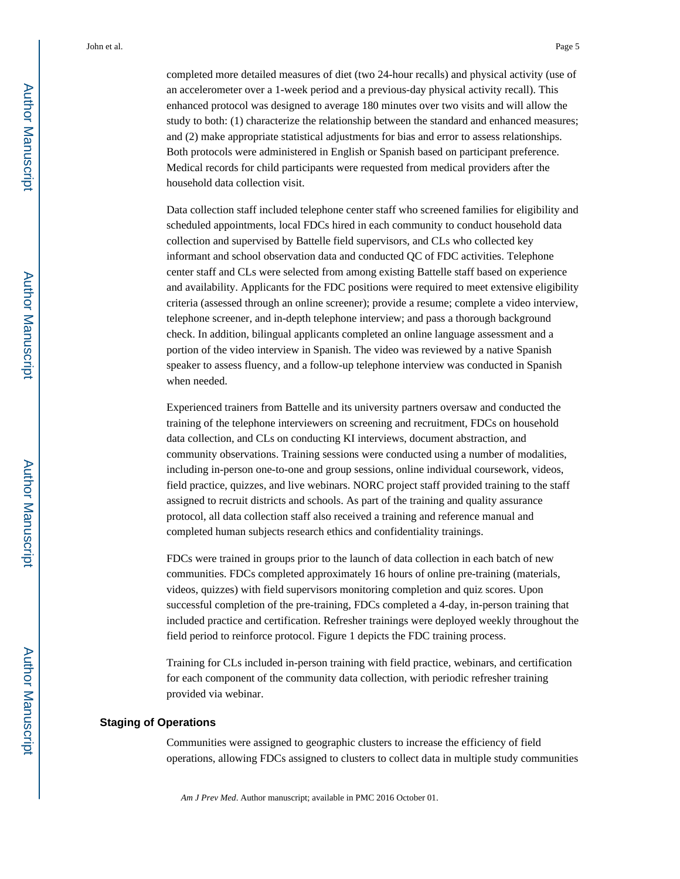completed more detailed measures of diet (two 24-hour recalls) and physical activity (use of an accelerometer over a 1-week period and a previous-day physical activity recall). This enhanced protocol was designed to average 180 minutes over two visits and will allow the study to both: (1) characterize the relationship between the standard and enhanced measures; and (2) make appropriate statistical adjustments for bias and error to assess relationships. Both protocols were administered in English or Spanish based on participant preference. Medical records for child participants were requested from medical providers after the household data collection visit.

Data collection staff included telephone center staff who screened families for eligibility and scheduled appointments, local FDCs hired in each community to conduct household data collection and supervised by Battelle field supervisors, and CLs who collected key informant and school observation data and conducted QC of FDC activities. Telephone center staff and CLs were selected from among existing Battelle staff based on experience and availability. Applicants for the FDC positions were required to meet extensive eligibility criteria (assessed through an online screener); provide a resume; complete a video interview, telephone screener, and in-depth telephone interview; and pass a thorough background check. In addition, bilingual applicants completed an online language assessment and a portion of the video interview in Spanish. The video was reviewed by a native Spanish speaker to assess fluency, and a follow-up telephone interview was conducted in Spanish when needed.

Experienced trainers from Battelle and its university partners oversaw and conducted the training of the telephone interviewers on screening and recruitment, FDCs on household data collection, and CLs on conducting KI interviews, document abstraction, and community observations. Training sessions were conducted using a number of modalities, including in-person one-to-one and group sessions, online individual coursework, videos, field practice, quizzes, and live webinars. NORC project staff provided training to the staff assigned to recruit districts and schools. As part of the training and quality assurance protocol, all data collection staff also received a training and reference manual and completed human subjects research ethics and confidentiality trainings.

FDCs were trained in groups prior to the launch of data collection in each batch of new communities. FDCs completed approximately 16 hours of online pre-training (materials, videos, quizzes) with field supervisors monitoring completion and quiz scores. Upon successful completion of the pre-training, FDCs completed a 4-day, in-person training that included practice and certification. Refresher trainings were deployed weekly throughout the field period to reinforce protocol. Figure 1 depicts the FDC training process.

Training for CLs included in-person training with field practice, webinars, and certification for each component of the community data collection, with periodic refresher training provided via webinar.

## Staging of Operations

Communities were assigned to geographic clusters to increase the efficiency of field operations, allowing FDCs assigned to clusters to collect data in multiple study communities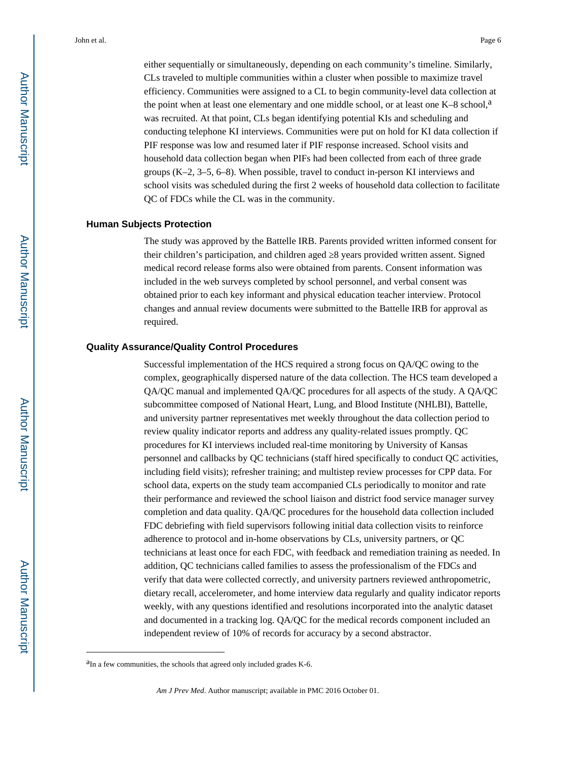either sequentially or simultaneously, depending on each community's timeline. Similarly, CLs traveled to multiple communities within a cluster when possible to maximize travel efficiency. Communities were assigned to a CL to begin community-level data collection at the point when at least one elementary and one middle school, or at least one K–8 school,[a] was recruited. At that point, CLs began identifying potential KIs and scheduling and conducting telephone KI interviews. Communities were put on hold for KI data collection if PIF response was low and resumed later if PIF response increased. School visits and household data collection began when PIFs had been collected from each of three grade groups (K–2, 3–5, 6–8). When possible, travel to conduct in-person KI interviews and school visits was scheduled during the first 2 weeks of household data collection to facilitate QC of FDCs while the CL was in the community.

### Human Subjects Protection

The study was approved by the Battelle IRB. Parents provided written informed consent for their children's participation, and children aged ≥8 years provided written assent. Signed medical record release forms also were obtained from parents. Consent information was included in the web surveys completed by school personnel, and verbal consent was obtained prior to each key informant and physical education teacher interview. Protocol changes and annual review documents were submitted to the Battelle IRB for approval as required.

### Quality Assurance/Quality Control Procedures

Successful implementation of the HCS required a strong focus on QA/QC owing to the complex, geographically dispersed nature of the data collection. The HCS team developed a QA/QC manual and implemented QA/QC procedures for all aspects of the study. A QA/QC subcommittee composed of National Heart, Lung, and Blood Institute (NHLBI), Battelle, and university partner representatives met weekly throughout the data collection period to review quality indicator reports and address any quality-related issues promptly. QC procedures for KI interviews included real-time monitoring by University of Kansas personnel and callbacks by QC technicians (staff hired specifically to conduct QC activities, including field visits); refresher training; and multistep review processes for CPP data. For school data, experts on the study team accompanied CLs periodically to monitor and rate their performance and reviewed the school liaison and district food service manager survey completion and data quality. QA/QC procedures for the household data collection included FDC debriefing with field supervisors following initial data collection visits to reinforce adherence to protocol and in-home observations by CLs, university partners, or QC technicians at least once for each FDC, with feedback and remediation training as needed. In addition, QC technicians called families to assess the professionalism of the FDCs and verify that data were collected correctly, and university partners reviewed anthropometric, dietary recall, accelerometer, and home interview data regularly and quality indicator reports weekly, with any questions identified and resolutions incorporated into the analytic dataset and documented in a tracking log. QA/QC for the medical records component included an independent review of 10% of records for accuracy by a second abstractor.

---

[a]In a few communities, the schools that agreed only included grades K-6.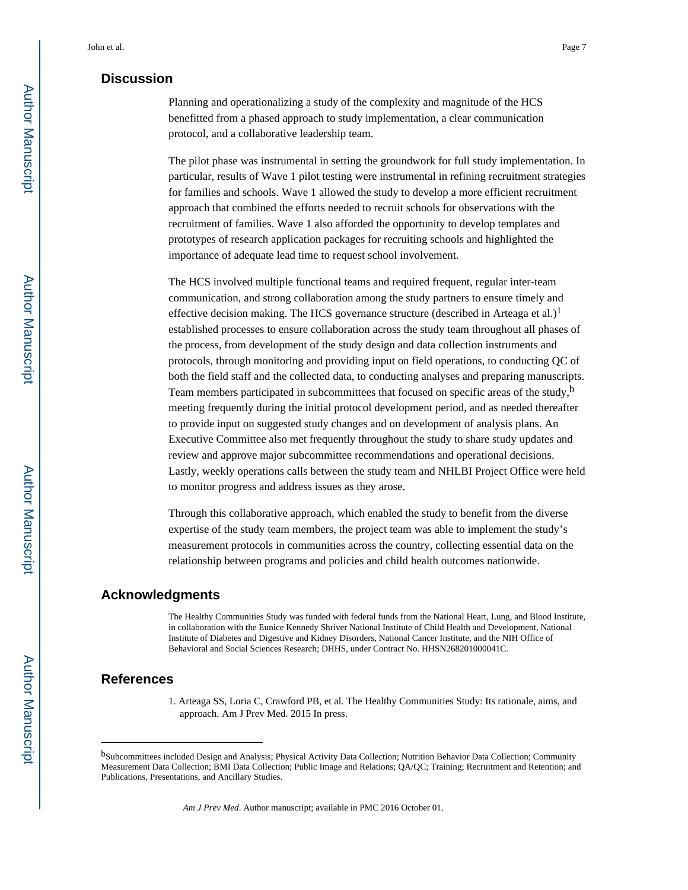## Discussion

Planning and operationalizing a study of the complexity and magnitude of the HCS benefitted from a phased approach to study implementation, a clear communication protocol, and a collaborative leadership team.

The pilot phase was instrumental in setting the groundwork for full study implementation. In particular, results of Wave 1 pilot testing were instrumental in refining recruitment strategies for families and schools. Wave 1 allowed the study to develop a more efficient recruitment approach that combined the efforts needed to recruit schools for observations with the recruitment of families. Wave 1 also afforded the opportunity to develop templates and prototypes of research application packages for recruiting schools and highlighted the importance of adequate lead time to request school involvement.

The HCS involved multiple functional teams and required frequent, regular inter-team communication, and strong collaboration among the study partners to ensure timely and effective decision making. The HCS governance structure (described in Arteaga et al.)[1] established processes to ensure collaboration across the study team throughout all phases of the process, from development of the study design and data collection instruments and protocols, through monitoring and providing input on field operations, to conducting QC of both the field staff and the collected data, to conducting analyses and preparing manuscripts. Team members participated in subcommittees that focused on specific areas of the study,[b] meeting frequently during the initial protocol development period, and as needed thereafter to provide input on suggested study changes and on development of analysis plans. An Executive Committee also met frequently throughout the study to share study updates and review and approve major subcommittee recommendations and operational decisions. Lastly, weekly operations calls between the study team and NHLBI Project Office were held to monitor progress and address issues as they arose.

Through this collaborative approach, which enabled the study to benefit from the diverse expertise of the study team members, the project team was able to implement the study's measurement protocols in communities across the country, collecting essential data on the relationship between programs and policies and child health outcomes nationwide.

## Acknowledgments

The Healthy Communities Study was funded with federal funds from the National Heart, Lung, and Blood Institute, in collaboration with the Eunice Kennedy Shriver National Institute of Child Health and Development, National Institute of Diabetes and Digestive and Kidney Disorders, National Cancer Institute, and the NIH Office of Behavioral and Social Sciences Research; DHHS, under Contract No. HHSN268201000041C.

## References

1. Arteaga SS, Loria C, Crawford PB, et al. The Healthy Communities Study: Its rationale, aims, and approach. Am J Prev Med. 2015 In press.

---

[b]Subcommittees included Design and Analysis; Physical Activity Data Collection; Nutrition Behavior Data Collection; Community Measurement Data Collection; BMI Data Collection; Public Image and Relations; QA/QC; Training; Recruitment and Retention; and Publications, Presentations, and Ancillary Studies.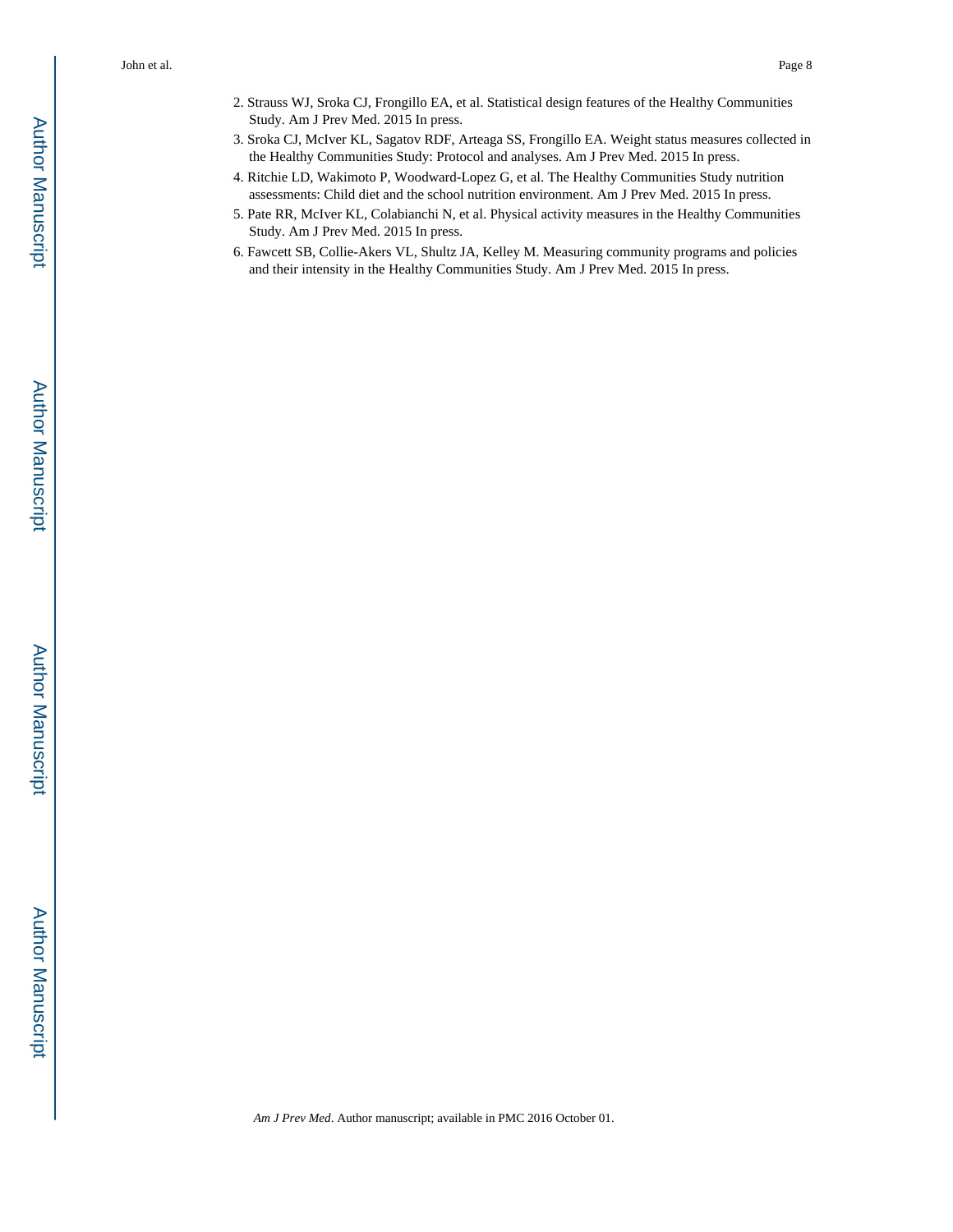2. Strauss WJ, Sroka CJ, Frongillo EA, et al. Statistical design features of the Healthy Communities Study. Am J Prev Med. 2015 In press.
3. Sroka CJ, McIver KL, Sagatov RDF, Arteaga SS, Frongillo EA. Weight status measures collected in the Healthy Communities Study: Protocol and analyses. Am J Prev Med. 2015 In press.
4. Ritchie LD, Wakimoto P, Woodward-Lopez G, et al. The Healthy Communities Study nutrition assessments: Child diet and the school nutrition environment. Am J Prev Med. 2015 In press.
5. Pate RR, McIver KL, Colabianchi N, et al. Physical activity measures in the Healthy Communities Study. Am J Prev Med. 2015 In press.
6. Fawcett SB, Collie-Akers VL, Shultz JA, Kelley M. Measuring community programs and policies and their intensity in the Healthy Communities Study. Am J Prev Med. 2015 In press.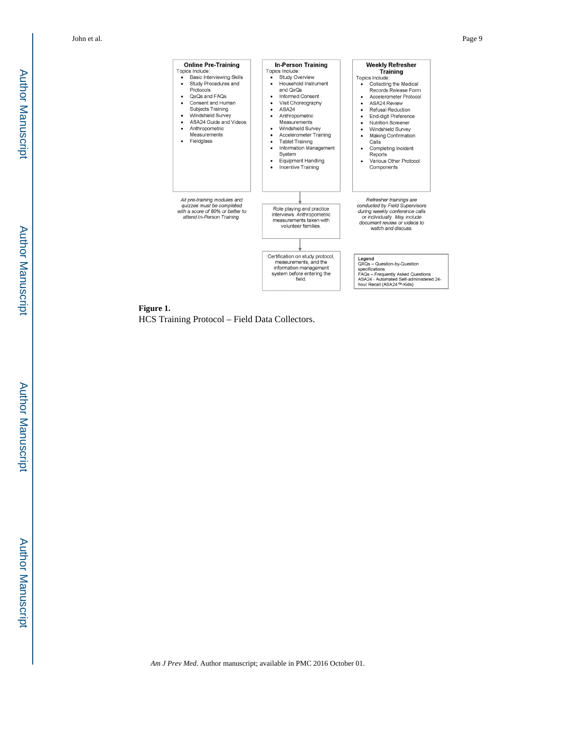**Online Pre-Training**

Topics Include:

- Basic Interviewing Skills
- Study Procedures and Protocols
- QxQs and FAQs
- Consent and Human Subjects Training
- Windshield Survey
- ASA24 Guide and Videos
- Anthropometric Measurements
- Fieldglass

*All pre-training modules and quizzes must be completed with a score of 80% or better to attend In-Person Training.*

**In-Person Training**

Topics Include:

- Study Overview
- Household Instrument and QxQs
- Informed Consent
- Visit Choreography
- ASA24
- Anthropometric Measurements
- Windshield Survey
- Accelerometer Training
- Tablet Training
- Information Management System
- Equipment Handling
- Incentive Training

Role playing and practice interviews. Anthropometric measurements taken with volunteer families.

Certification on study protocol, measurements, and the information management system before entering the field.

**Weekly Refresher Training**

Topics Include:

- Collecting the Medical Records Release Form
- Accelerometer Protocol
- ASA24 Review
- Refusal Reduction
- End-digit Preference
- Nutrition Screener
- Windshield Survey
- Making Confirmation Calls
- Completing Incident Reports
- Various Other Protocol Components

*Refresher trainings are conducted by Field Supervisors during weekly conference calls or individually. May include document review or videos to watch and discuss.*

**Legend**

QXQs – Question-by-Question specifications

FAQs – Frequently Asked Questions

ASA24 - Automated Self-administered 24-hour Recall (ASA24™-Kids)

**Figure 1.**

HCS Training Protocol – Field Data Collectors.